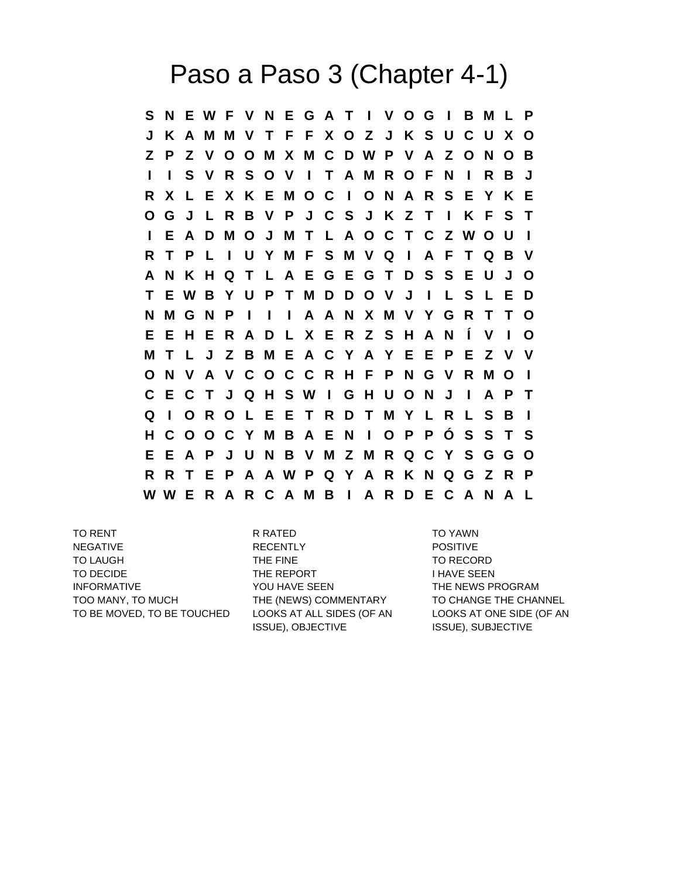# Paso a Paso 3 (Chapter 4-1)

```
S N E W F V N E G A T I V O G I B M L P
J K A M M V T F F X O Z J K S U C U X O
Z P Z V O O M X M C D W P V A Z O N O B
I I S V R S O V I T A M R O F N I R B J
R X L E X K E M O C I O N A R S E Y K E
O G J L R B V P J C S J K Z T I K F S T
I E A D M O J M T L A O C T C Z W O U I
R T P L I U Y M F S M V Q I A F T Q B V
A N K H Q T L A E G E G T D S S E U J O
T E W B Y U P T M D D O V J I L S L E D
N M G N P I I I A A N X M V Y G R T T O
E E H E R A D L X E R Z S H A N Í V I O
M T L J Z B M E A C Y A Y E E P E Z V V
O N V A V C O C C R H F P N G V R M O I
C E C T J Q H S W I G H U O N J I A P T
Q I O R O L E E T R D T M Y L R L S B I
H C O O C Y M B A E N I O P P Ó S S T S
E E A P J U N B V M Z M R Q C Y S G G O
R R T E P A A W P Q Y A R K N Q G Z R P
W W E R A R C A M B I A R D E C A N A L
```

| | | |
|---|---|---|
| TO RENT | R RATED | TO YAWN |
| NEGATIVE | RECENTLY | POSITIVE |
| TO LAUGH | THE FINE | TO RECORD |
| TO DECIDE | THE REPORT | I HAVE SEEN |
| INFORMATIVE | YOU HAVE SEEN | THE NEWS PROGRAM |
| TOO MANY, TO MUCH | THE (NEWS) COMMENTARY | TO CHANGE THE CHANNEL |
| TO BE MOVED, TO BE TOUCHED | LOOKS AT ALL SIDES (OF AN ISSUE), OBJECTIVE | LOOKS AT ONE SIDE (OF AN ISSUE), SUBJECTIVE |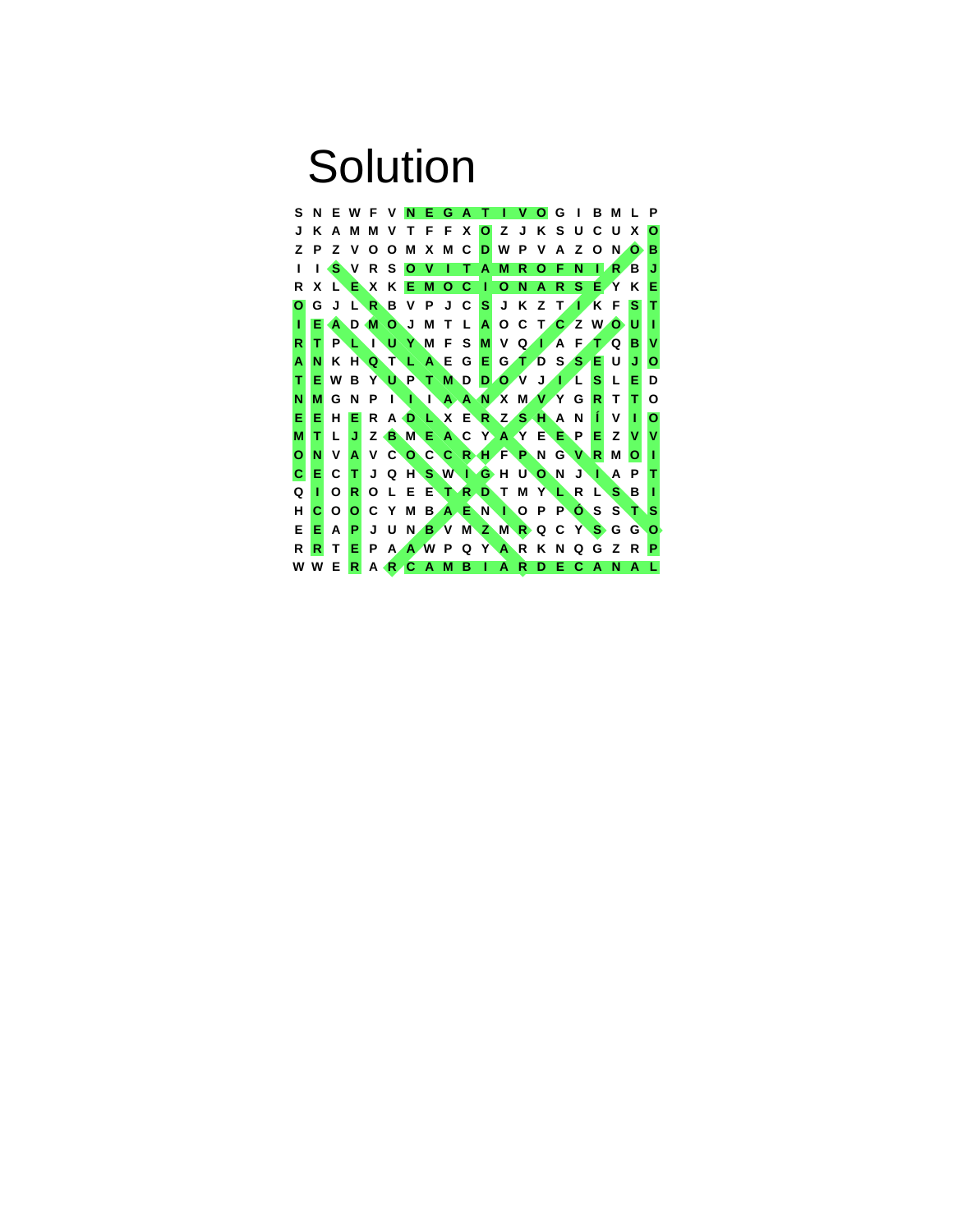# Solution

| | | | | | | | | | | | | | | | | | | | |
|---|---|---|---|---|---|---|---|---|---|---|---|---|---|---|---|---|---|---|---|
| S | N | E | W | F | V | N | E | G | A | T | I | V | O | G | I | B | M | L | P |
| J | K | A | M | M | V | T | F | F | X | O | Z | J | K | S | U | C | U | X | O |
| Z | P | Z | V | O | O | M | X | M | C | D | W | P | V | A | Z | O | N | O | B |
| I | I | S | V | R | S | O | V | I | T | A | M | R | O | F | N | I | R | B | J |
| R | X | L | E | X | K | E | M | O | C | I | O | N | A | R | S | E | Y | K | E |
| O | G | J | L | R | B | V | P | J | C | S | J | K | Z | T | I | K | F | S | T |
| I | E | A | D | M | O | J | M | T | L | A | O | C | T | C | Z | W | O | U | I |
| R | T | P | L | I | U | Y | M | F | S | M | V | Q | I | A | F | T | Q | B | V |
| A | N | K | H | Q | T | L | A | E | G | E | G | T | D | S | S | E | U | J | O |
| T | E | W | B | Y | U | P | T | M | D | D | O | V | J | I | L | S | L | E | D |
| N | M | G | N | P | I | I | I | A | A | N | X | M | V | Y | G | R | T | T | O |
| E | E | H | E | R | A | D | L | X | E | R | Z | S | H | A | N | Í | V | I | O |
| M | T | L | J | Z | B | M | E | A | C | Y | A | Y | E | E | P | E | Z | V | V |
| O | N | V | A | V | C | O | C | C | R | H | F | P | N | G | V | R | M | O | I |
| C | E | C | T | J | Q | H | S | W | I | G | H | U | O | N | J | I | A | P | T |
| Q | I | O | R | O | L | E | E | T | R | D | T | M | Y | L | R | L | S | B | I |
| H | C | O | O | C | Y | M | B | A | E | N | I | O | P | P | Ó | S | S | T | S |
| E | E | A | P | J | U | N | B | V | M | Z | M | R | Q | C | Y | S | G | G | O |
| R | R | T | E | P | A | A | W | P | Q | Y | A | R | K | N | Q | G | Z | R | P |
| W | W | E | R | A | R | C | A | M | B | I | A | R | D | E | C | A | N | A | L |